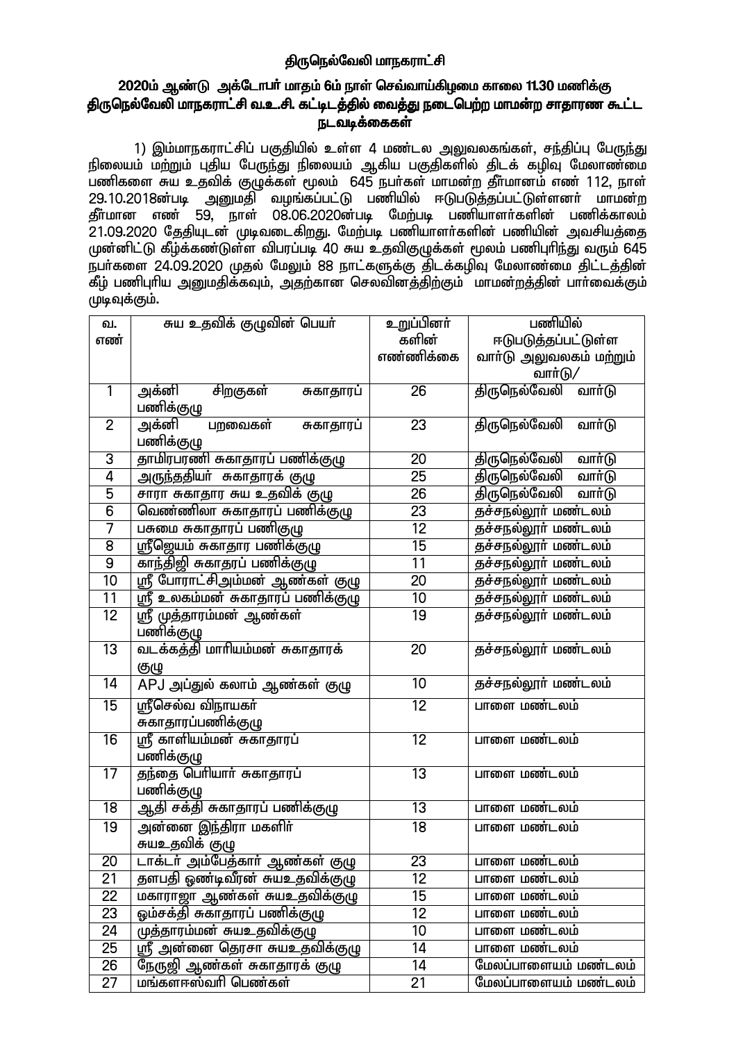# திருநெல்வேலி மாநகராட்சி

## 2020ம் ஆண்டு அக்டோபர் மாதம் 6ம் நாள் செவ்வாய்கிழமை காலை 11.30 மணிக்கு திருநெல்வேலி மாநகராட்சி வ.உ.சி. கட்டிடத்தில் வைத்து நடைபெற்ற மாமன்ற சாதாரண கூட்ட நடவடிக்கைகள்

1) இம்மாநகராட்சிப் பகுதியில் உள்ள 4 மண்டல அலுவலகங்கள், சந்திப்பு பேருந்து நிலையம் மற்றும் புதிய பேருந்து நிலையம் ஆகிய பகுதிகளில் திடக் கழிவு மேலாண்மை பணிகளை சுய உதவிக் குழுக்கள் மூலம் 645 நபர்கள் மாமன்ற தீர்மானம் எண் 112, நாள் 29.10.2018ன்படி அனுமதி வழங்கப்பட்டு பணியில் ஈடுபடுத்தப்பட்டுள்ளனர் மாமன்ற தீர்மான எண் 59, நாள் 08.06.2020ன்படி மேற்படி பணியாளர்களின் பணிக்காலம் 21.09.2020 தேதியுடன் முடிவடைகிறது. மேற்படி பணியாளர்களின் பணியின் அவசியத்தை முன்னிட்டு கீழ்க்கண்டுள்ள விபரப்படி 40 சுய உதவிகுழுக்கள் மூலம் பணிபுரிந்து வரும் 645 நபர்களை 24.09.2020 முதல் மேலும் 88 நாட்களுக்கு திடக்கழிவு மேலாண்மை திட்டத்தின் கீழ் பணிபுரிய அனுமதிக்கவும், அதற்கான செலவினத்திற்கும் மாமன்றத்தின் பார்வைக்கும் முடிவுக்கும்.

| வ. எண் | சுய உதவிக் குழுவின் பெயர் | உறுப்பினர் களின் எண்ணிக்கை | பணியில் ஈடுபடுத்தப்பட்டுள்ள வார்டு அலுவலகம் மற்றும் வார்டு/ |
|---|---|---|---|
| 1 | அக்னி சிறகுகள் சுகாதாரப் பணிக்குழு | 26 | திருநெல்வேலி வார்டு |
| 2 | அக்னி பறவைகள் சுகாதாரப் பணிக்குழு | 23 | திருநெல்வேலி வார்டு |
| 3 | தாமிரபரணி சுகாதாரப் பணிக்குழு | 20 | திருநெல்வேலி வார்டு |
| 4 | அருந்ததியர் சுகாதாரக் குழு | 25 | திருநெல்வேலி வார்டு |
| 5 | சாரா சுகாதார சுய உதவிக் குழு | 26 | திருநெல்வேலி வார்டு |
| 6 | வெண்ணிலா சுகாதாரப் பணிக்குழு | 23 | தச்சநல்லூர் மண்டலம் |
| 7 | பசுமை சுகாதாரப் பணிகுழு | 12 | தச்சநல்லூர் மண்டலம் |
| 8 | ஸ்ரீஜெயம் சுகாதார பணிக்குழு | 15 | தச்சநல்லூர் மண்டலம் |
| 9 | காந்திஜி சுகாதாரப் பணிக்குழு | 11 | தச்சநல்லூர் மண்டலம் |
| 10 | ஸ்ரீ போராட்சிஅம்மன் ஆண்கள் குழு | 20 | தச்சநல்லூர் மண்டலம் |
| 11 | ஸ்ரீ உலகம்மன் சுகாதாரப் பணிக்குழு | 10 | தச்சநல்லூர் மண்டலம் |
| 12 | ஸ்ரீ முத்தாரம்மன் ஆண்கள் பணிக்குழு | 19 | தச்சநல்லூர் மண்டலம் |
| 13 | வடக்கத்தி மாரியம்மன் சுகாதாரக் குழு | 20 | தச்சநல்லூர் மண்டலம் |
| 14 | APJ அப்துல் கலாம் ஆண்கள் குழு | 10 | தச்சநல்லூர் மண்டலம் |
| 15 | ஸ்ரீசெல்வ விநாயகர் சுகாதாரப்பணிக்குழு | 12 | பாளை மண்டலம் |
| 16 | ஸ்ரீ காளியம்மன் சுகாதாரப் பணிக்குழு | 12 | பாளை மண்டலம் |
| 17 | தந்தை பெரியார் சுகாதாரப் பணிக்குழு | 13 | பாளை மண்டலம் |
| 18 | ஆதி சக்தி சுகாதாரப் பணிக்குழு | 13 | பாளை மண்டலம் |
| 19 | அன்னை இந்திரா மகளிர் சுயஉதவிக் குழு | 18 | பாளை மண்டலம் |
| 20 | டாக்டர் அம்பேத்கார் ஆண்கள் குழு | 23 | பாளை மண்டலம் |
| 21 | தளபதி ஒண்டிவீரன் சுயஉதவிக்குழு | 12 | பாளை மண்டலம் |
| 22 | மகாராஜா ஆண்கள் சுயஉதவிக்குழு | 15 | பாளை மண்டலம் |
| 23 | ஓம்சக்தி சுகாதாரப் பணிக்குழு | 12 | பாளை மண்டலம் |
| 24 | முத்தாரம்மன் சுயஉதவிக்குழு | 10 | பாளை மண்டலம் |
| 25 | ஸ்ரீ அன்னை தெரசா சுயஉதவிக்குழு | 14 | பாளை மண்டலம் |
| 26 | நேருஜி ஆண்கள் சுகாதாரக் குழு | 14 | மேலப்பாளையம் மண்டலம் |
| 27 | மங்களஈஸ்வரி பெண்கள் | 21 | மேலப்பாளையம் மண்டலம் |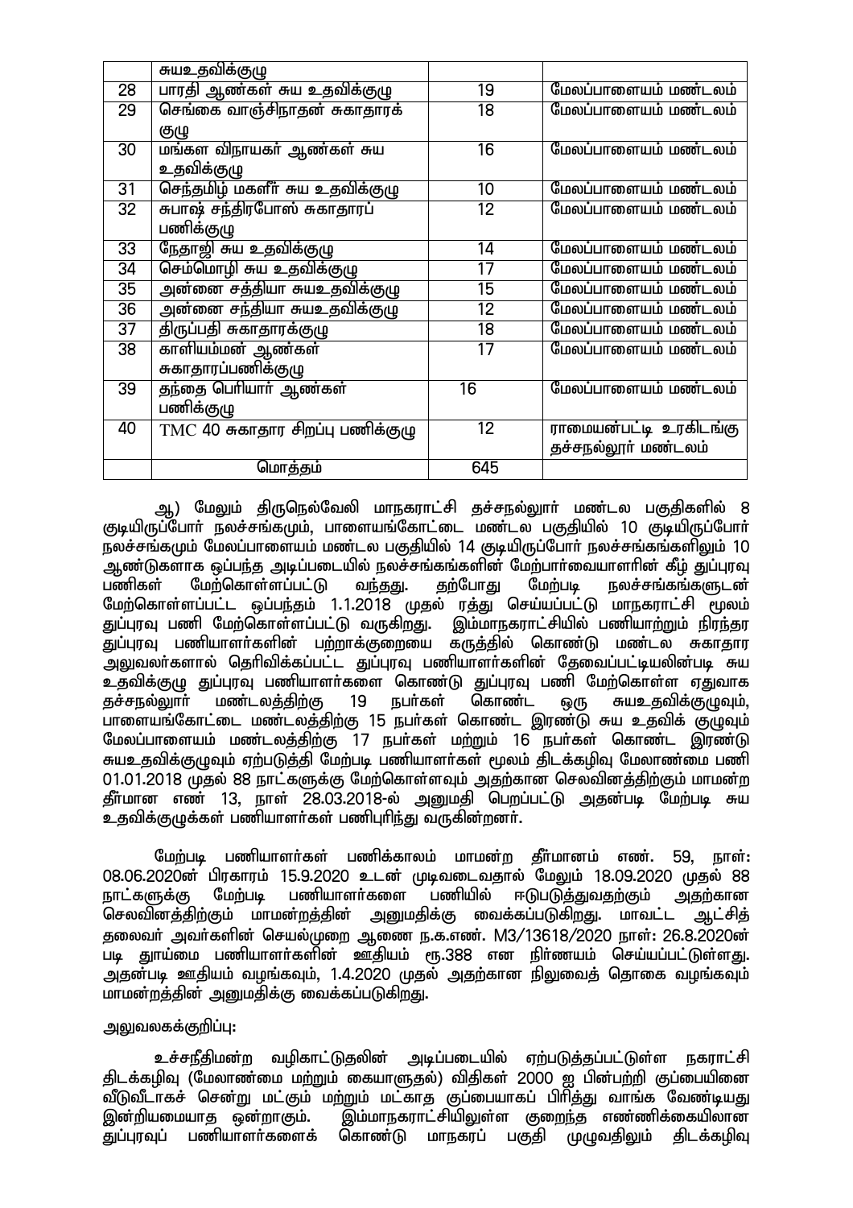| | சுயஉதவிக்குழு | | |
|---|---|---|---|
| 28 | பாரதி ஆண்கள் சுய உதவிக்குழு | 19 | மேலப்பாளையம் மண்டலம் |
| 29 | செங்கை வாஞ்சிநாதன் சுகாதாரக் குழு | 18 | மேலப்பாளையம் மண்டலம் |
| 30 | மங்கள விநாயகர் ஆண்கள் சுய உதவிக்குழு | 16 | மேலப்பாளையம் மண்டலம் |
| 31 | செந்தமிழ் மகளிர் சுய உதவிக்குழு | 10 | மேலப்பாளையம் மண்டலம் |
| 32 | சுபாஷ் சந்திரபோஸ் சுகாதாரப் பணிக்குழு | 12 | மேலப்பாளையம் மண்டலம் |
| 33 | நேதாஜி சுய உதவிக்குழு | 14 | மேலப்பாளையம் மண்டலம் |
| 34 | செம்மொழி சுய உதவிக்குழு | 17 | மேலப்பாளையம் மண்டலம் |
| 35 | அன்னை சத்தியா சுயஉதவிக்குழு | 15 | மேலப்பாளையம் மண்டலம் |
| 36 | அன்னை சந்தியா சுயஉதவிக்குழு | 12 | மேலப்பாளையம் மண்டலம் |
| 37 | திருப்பதி சுகாதாரக்குழு | 18 | மேலப்பாளையம் மண்டலம் |
| 38 | காளியம்மன் ஆண்கள் சுகாதாரப்பணிக்குழு | 17 | மேலப்பாளையம் மண்டலம் |
| 39 | தந்தை பெரியார் ஆண்கள் பணிக்குழு | 16 | மேலப்பாளையம் மண்டலம் |
| 40 | TMC 40 சுகாதார சிறப்பு பணிக்குழு | 12 | ராமையன்பட்டி உரகிடங்கு தச்சநல்லூர் மண்டலம் |
| | மொத்தம் | 645 | |

ஆ) மேலும் திருநெல்வேலி மாநகராட்சி தச்சநல்லூர் மண்டல பகுதிகளில் 8 குடியிருப்போர் நலச்சங்கமும், பாளையங்கோட்டை மண்டல பகுதியில் 10 குடியிருப்போர் நலச்சங்கமும் மேலப்பாளையம் மண்டல பகுதியில் 14 குடியிருப்போர் நலச்சங்கங்களிலும் 10 ஆண்டுகளாக ஒப்பந்த அடிப்படையில் நலச்சங்கங்களின் மேற்பார்வையாளரின் கீழ் துப்புரவு பணிகள் மேற்கொள்ளப்பட்டு வந்தது. தற்போது மேற்படி நலச்சங்கங்களுடன் மேற்கொள்ளப்பட்ட ஒப்பந்தம் 1.1.2018 முதல் ரத்து செய்யப்பட்டு மாநகராட்சி மூலம் துப்புரவு பணி மேற்கொள்ளப்பட்டு வருகிறது. இம்மாநகராட்சியில் பணியாற்றும் நிரந்தர துப்புரவு பணியாளர்களின் பற்றாக்குறையை கருத்தில் கொண்டு மண்டல சுகாதார அலுவலர்களால் தெரிவிக்கப்பட்ட துப்புரவு பணியாளர்களின் தேவைப்பட்டியலின்படி சுய உதவிக்குழு துப்புரவு பணியாளர்களை கொண்டு துப்புரவு பணி மேற்கொள்ள ஏதுவாக தச்சநல்லூர் மண்டலத்திற்கு 19 நபர்கள் கொண்ட ஒரு சுயஉதவிக்குழுவும், பாளையங்கோட்டை மண்டலத்திற்கு 15 நபர்கள் கொண்ட இரண்டு சுய உதவிக் குழுவும் மேலப்பாளையம் மண்டலத்திற்கு 17 நபர்கள் மற்றும் 16 நபர்கள் கொண்ட இரண்டு சுயஉதவிக்குழுவும் ஏற்படுத்தி மேற்படி பணியாளர்கள் மூலம் திடக்கழிவு மேலாண்மை பணி 01.01.2018 முதல் 88 நாட்களுக்கு மேற்கொள்ளவும் அதற்கான செலவினத்திற்கும் மாமன்ற தீர்மான எண் 13, நாள் 28.03.2018-ல் அனுமதி பெறப்பட்டு அதன்படி மேற்படி சுய உதவிக்குழுக்கள் பணியாளர்கள் பணிபுரிந்து வருகின்றனர்.

மேற்படி பணியாளர்கள் பணிக்காலம் மாமன்ற தீர்மானம் எண். 59, நாள்: 08.06.2020ன் பிரகாரம் 15.9.2020 உடன் முடிவடைவதால் மேலும் 18.09.2020 முதல் 88 நாட்களுக்கு மேற்படி பணியாளர்களை பணியில் ஈடுபடுத்துவதற்கும் அதற்கான செலவினத்திற்கும் மாமன்றத்தின் அனுமதிக்கு வைக்கப்படுகிறது. மாவட்ட ஆட்சித் தலைவர் அவர்களின் செயல்முறை ஆணை ந.க.எண். M3/13618/2020 நாள்: 26.8.2020ன் படி தூய்மை பணியாளர்களின் ஊதியம் ரூ.388 என நிர்ணயம் செய்யப்பட்டுள்ளது. அதன்படி ஊதியம் வழங்கவும், 1.4.2020 முதல் அதற்கான நிலுவைத் தொகை வழங்கவும் மாமன்றத்தின் அனுமதிக்கு வைக்கப்படுகிறது.

அலுவலகக்குறிப்பு:

உச்சநீதிமன்ற வழிகாட்டுதலின் அடிப்படையில் ஏற்படுத்தப்பட்டுள்ள நகராட்சி திடக்கழிவு (மேலாண்மை மற்றும் கையாளுதல்) விதிகள் 2000 ஐ பின்பற்றி குப்பையினை வீடுவீடாகச் சென்று மட்கும் மற்றும் மட்காத குப்பையாகப் பிரித்து வாங்க வேண்டியது இன்றியமையாத ஒன்றாகும். இம்மாநகராட்சியிலுள்ள குறைந்த எண்ணிக்கையிலான துப்புரவுப் பணியாளர்களைக் கொண்டு மாநகரப் பகுதி முழுவதிலும் திடக்கழிவு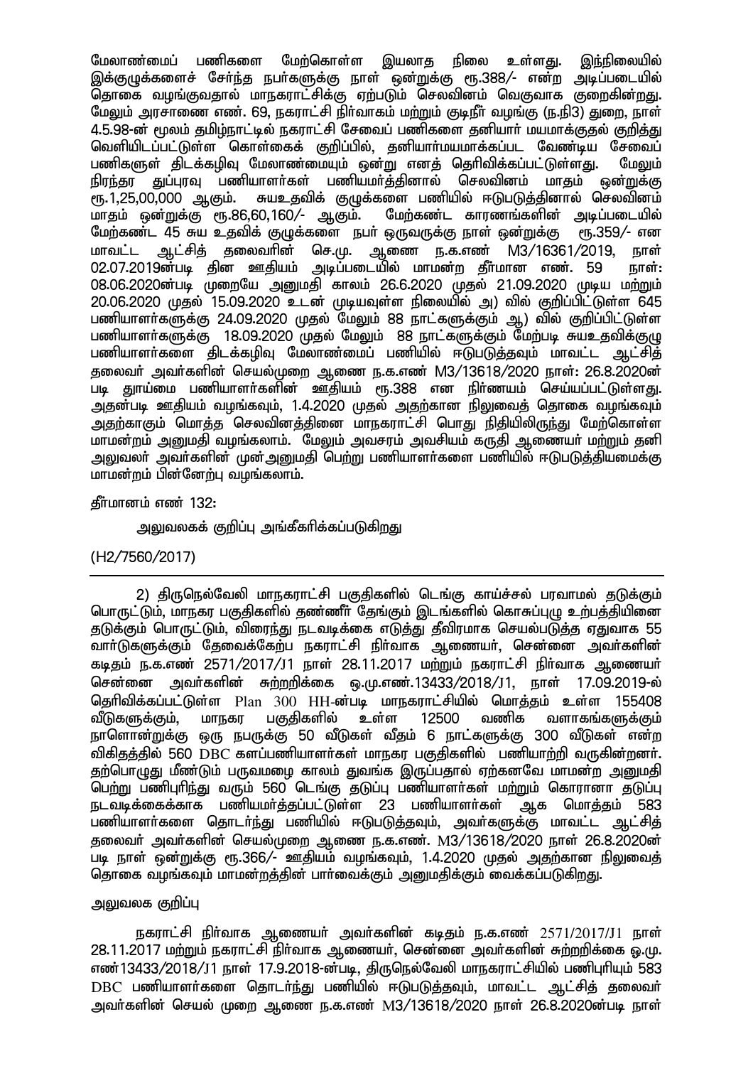மேலாண்மைப் பணிகளை மேற்கொள்ள இயலாத நிலை உள்ளது. இந்நிலையில் இக்குழுக்களைச் சேர்ந்த நபர்களுக்கு நாள் ஒன்றுக்கு ரூ.388/- என்ற அடிப்படையில் தொகை வழங்குவதால் மாநகராட்சிக்கு ஏற்படும் செலவினம் வெகுவாக குறைகின்றது. மேலும் அரசாணை எண். 69, நகராட்சி நிர்வாகம் மற்றும் குடிநீர் வழங்கு (ந.நி3) துறை, நாள் 4.5.98-ன் மூலம் தமிழ்நாட்டில் நகராட்சி சேவைப் பணிகளை தனியார் மயமாக்குதல் குறித்து வெளியிடப்பட்டுள்ள கொள்கைக் குறிப்பில், தனியார்மயமாக்கப்பட வேண்டிய சேவைப் பணிகளுள் திடக்கழிவு மேலாண்மையும் ஒன்று எனத் தெரிவிக்கப்பட்டுள்ளது. மேலும் நிரந்தர துப்புரவு பணியாளர்கள் பணியமர்த்தினால் செலவினம் மாதம் ஒன்றுக்கு ரூ.1,25,00,000 ஆகும். சுயஉதவிக் குழுக்களை பணியில் ஈடுபடுத்தினால் செலவினம் மாதம் ஒன்றுக்கு ரூ.86,60,160/- ஆகும். மேற்கண்ட காரணங்களின் அடிப்படையில் மேற்கண்ட 45 சுய உதவிக் குழுக்களை நபர் ஒருவருக்கு நாள் ஒன்றுக்கு ரூ.359/- என மாவட்ட ஆட்சித் தலைவரின் செ.மு. ஆணை ந.க.எண் M3/16361/2019, நாள் 02.07.2019ன்படி தின ஊதியம் அடிப்படையில் மாமன்ற தீர்மான எண். 59 நாள்: 08.06.2020ன்படி முறையே அனுமதி காலம் 26.6.2020 முதல் 21.09.2020 முடிய மற்றும் 20.06.2020 முதல் 15.09.2020 உடன் முடியவுள்ள நிலையில் அ) வில் குறிப்பிட்டுள்ள 645 பணியாளர்களுக்கு 24.09.2020 முதல் மேலும் 88 நாட்களுக்கும் ஆ) வில் குறிப்பிட்டுள்ள பணியாளர்களுக்கு 18.09.2020 முதல் மேலும் 88 நாட்களுக்கும் மேற்படி சுயஉதவிக்குழு பணியாளர்களை திடக்கழிவு மேலாண்மைப் பணியில் ஈடுபடுத்தவும் மாவட்ட ஆட்சித் தலைவர் அவர்களின் செயல்முறை ஆணை ந.க.எண் M3/13618/2020 நாள்: 26.8.2020ன் படி தூய்மை பணியாளர்களின் ஊதியம் ரூ.388 என நிர்ணயம் செய்யப்பட்டுள்ளது. அதன்படி ஊதியம் வழங்கவும், 1.4.2020 முதல் அதற்கான நிலுவைத் தொகை வழங்கவும் அதற்காகும் மொத்த செலவினத்தினை மாநகராட்சி பொது நிதியிலிருந்து மேற்கொள்ள மாமன்றம் அனுமதி வழங்கலாம். மேலும் அவசரம் அவசியம் கருதி ஆணையர் மற்றும் தனி அலுவலர் அவர்களின் முன்அனுமதி பெற்று பணியாளர்களை பணியில் ஈடுபடுத்தியமைக்கு மாமன்றம் பின்னேற்பு வழங்கலாம்.

தீர்மானம் எண் 132:

அலுவலகக் குறிப்பு அங்கீகரிக்கப்படுகிறது

(H2/7560/2017)

---

2) திருநெல்வேலி மாநகராட்சி பகுதிகளில் டெங்கு காய்ச்சல் பரவாமல் தடுக்கும் பொருட்டும், மாநகர பகுதிகளில் தண்ணீர் தேங்கும் இடங்களில் கொசுப்புழு உற்பத்தியினை தடுக்கும் பொருட்டும், விரைந்து நடவடிக்கை எடுத்து தீவிரமாக செயல்படுத்த ஏதுவாக 55 வார்டுகளுக்கும் தேவைக்கேற்ப நகராட்சி நிர்வாக ஆணையர், சென்னை அவர்களின் கடிதம் ந.க.எண் 2571/2017/J1 நாள் 28.11.2017 மற்றும் நகராட்சி நிர்வாக ஆணையர் சென்னை அவர்களின் சுற்றறிக்கை ஒ.மு.எண்.13433/2018/J1, நாள் 17.09.2019-ல் தெரிவிக்கப்பட்டுள்ள Plan 300 HH-ன்படி மாநகராட்சியில் மொத்தம் உள்ள 155408 வீடுகளுக்கும், மாநகர பகுதிகளில் உள்ள 12500 வணிக வளாகங்களுக்கும் நாளொன்றுக்கு ஒரு நபருக்கு 50 வீடுகள் வீதம் 6 நாட்களுக்கு 300 வீடுகள் என்ற விகிதத்தில் 560 DBC களப்பணியாளர்கள் மாநகர பகுதிகளில் பணியாற்றி வருகின்றனர். தற்பொழுது மீண்டும் பருவமழை காலம் துவங்க இருப்பதால் ஏற்கனவே மாமன்ற அனுமதி பெற்று பணிபுரிந்து வரும் 560 டெங்கு தடுப்பு பணியாளர்கள் மற்றும் கொரானா தடுப்பு நடவடிக்கைக்காக பணியமர்த்தப்பட்டுள்ள 23 பணியாளர்கள் ஆக மொத்தம் 583 பணியாளர்களை தொடர்ந்து பணியில் ஈடுபடுத்தவும், அவர்களுக்கு மாவட்ட ஆட்சித் தலைவர் அவர்களின் செயல்முறை ஆணை ந.க.எண் M3/13618/2020 நாள் 26.8.2020ன் படி நாள் ஒன்றுக்கு ரூ.366/- ஊதியம் வழங்கவும், 1.4.2020 முதல் அதற்கான நிலுவைத் தொகை வழங்கவும் மாமன்றத்தின் பார்வைக்கும் அனுமதிக்கும் வைக்கப்படுகிறது.

அலுவலக குறிப்பு

நகராட்சி நிர்வாக ஆணையர் அவர்களின் கடிதம் ந.க.எண் 2571/2017/J1 நாள் 28.11.2017 மற்றும் நகராட்சி நிர்வாக ஆணையர், சென்னை அவர்களின் சுற்றறிக்கை ஓ.மு. எண்13433/2018/J1 நாள் 17.9.2018-ன்படி, திருநெல்வேலி மாநகராட்சியில் பணிபுரியும் 583 DBC பணியாளர்களை தொடர்ந்து பணியில் ஈடுபடுத்தவும், மாவட்ட ஆட்சித் தலைவர் அவர்களின் செயல் முறை ஆணை ந.க.எண் M3/13618/2020 நாள் 26.8.2020ன்படி நாள்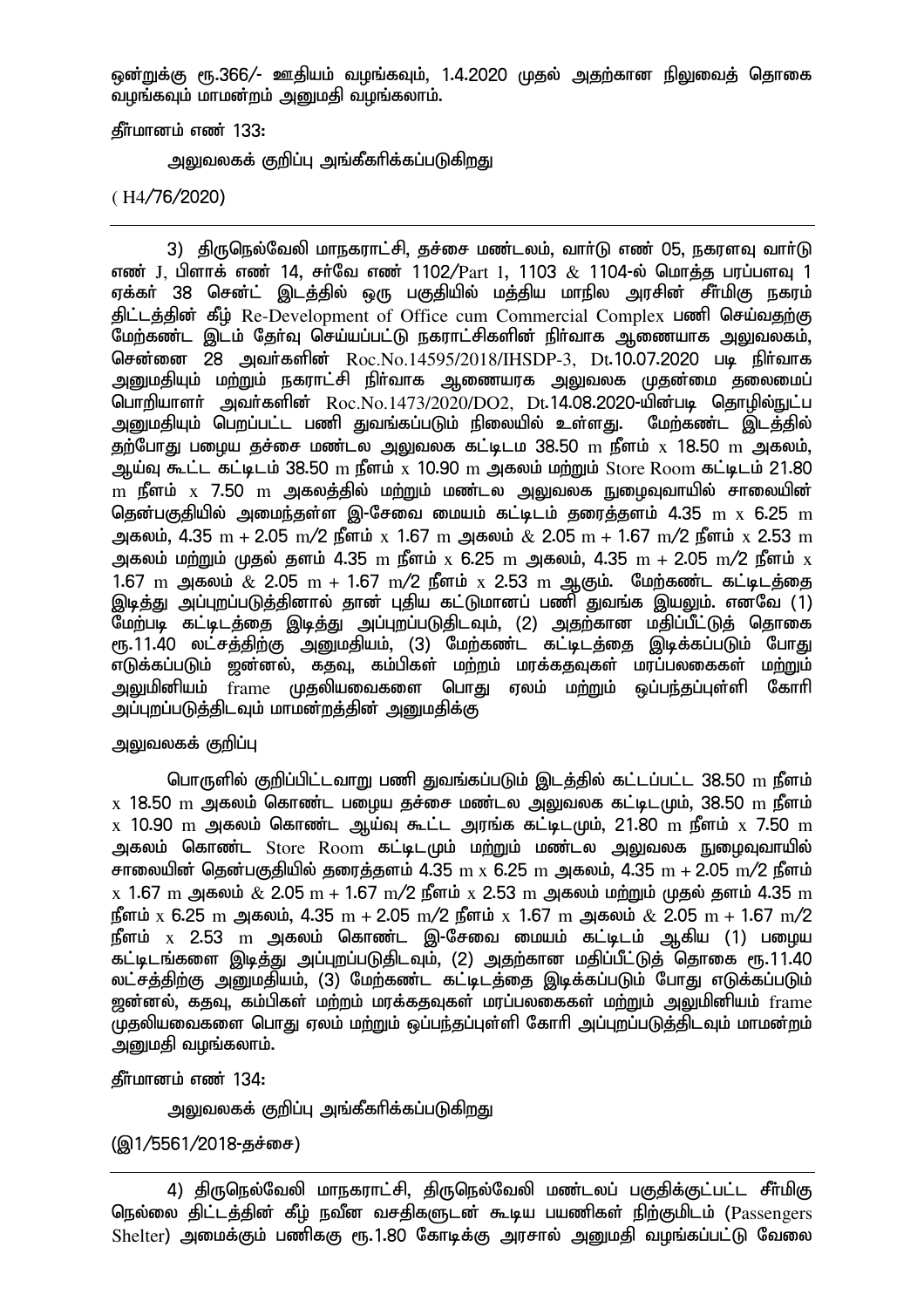ஒன்றுக்கு ரூ.366/- ஊதியம் வழங்கவும், 1.4.2020 முதல் அதற்கான நிலுவைத் தொகை வழங்கவும் மாமன்றம் அனுமதி வழங்கலாம்.

தீர்மானம் எண் 133:

அலுவலகக் குறிப்பு அங்கீகரிக்கப்படுகிறது

( H4/76/2020)

---

3) திருநெல்வேலி மாநகராட்சி, தச்சை மண்டலம், வார்டு எண் 05, நகரளவு வார்டு எண் J, பிளாக் எண் 14, சர்வே எண் 1102/Part 1, 1103 & 1104-ல் மொத்த பரப்பளவு 1 ஏக்கர் 38 சென்ட் இடத்தில் ஒரு பகுதியில் மத்திய மாநில அரசின் சீர்மிகு நகரம் திட்டத்தின் கீழ் Re-Development of Office cum Commercial Complex பணி செய்வதற்கு மேற்கண்ட இடம் தேர்வு செய்யப்பட்டு நகராட்சிகளின் நிர்வாக ஆணையாக அலுவலகம், சென்னை 28 அவர்களின் Roc.No.14595/2018/IHSDP-3, Dt.10.07.2020 படி நிர்வாக அனுமதியும் மற்றும் நகராட்சி நிர்வாக ஆணையரக அலுவலக முதன்மை தலைமைப் பொறியாளர் அவர்களின் Roc.No.1473/2020/DO2, Dt.14.08.2020-யின்படி தொழில்நுட்ப அனுமதியும் பெறப்பட்ட பணி துவங்கப்படும் நிலையில் உள்ளது. மேற்கண்ட இடத்தில் தற்போது பழைய தச்சை மண்டல அலுவலக கட்டிடம 38.50 m நீளம் x 18.50 m அகலம், ஆய்வு கூட்ட கட்டிடம் 38.50 m நீளம் x 10.90 m அகலம் மற்றும் Store Room கட்டிடம் 21.80 m நீளம் x 7.50 m அகலத்தில் மற்றும் மண்டல அலுவலக நுழைவுவாயில் சாலையின் தென்பகுதியில் அமைந்தள்ள இ-சேவை மையம் கட்டிடம் தரைத்தளம் 4.35 m x 6.25 m அகலம், 4.35 m + 2.05 m/2 நீளம் x 1.67 m அகலம் & 2.05 m + 1.67 m/2 நீளம் x 2.53 m அகலம் மற்றும் முதல் தளம் 4.35 m நீளம் x 6.25 m அகலம், 4.35 m + 2.05 m/2 நீளம் x 1.67 m அகலம் & 2.05 m + 1.67 m/2 நீளம் x 2.53 m ஆகும். மேற்கண்ட கட்டிடத்தை இடித்து அப்புறப்படுத்தினால் தான் புதிய கட்டுமானப் பணி துவங்க இயலும். எனவே (1) மேற்படி கட்டிடத்தை இடித்து அப்புறப்படுதிடவும், (2) அதற்கான மதிப்பீட்டுத் தொகை ரூ.11.40 லட்சத்திற்கு அனுமதியம், (3) மேற்கண்ட கட்டிடத்தை இடிக்கப்படும் போது எடுக்கப்படும் ஜன்னல், கதவு, கம்பிகள் மற்றும் மரக்கதவுகள் மரப்பலகைகள் மற்றும் அலுமினியம் frame முதலியவைகளை பொது ஏலம் மற்றும் ஒப்பந்தப்புள்ளி கோரி அப்புறப்படுத்திடவும் மாமன்றத்தின் அனுமதிக்கு

அலுவலகக் குறிப்பு

பொருளில் குறிப்பிட்டவாறு பணி துவங்கப்படும் இடத்தில் கட்டப்பட்ட 38.50 m நீளம் x 18.50 m அகலம் கொண்ட பழைய தச்சை மண்டல அலுவலக கட்டிடமும், 38.50 m நீளம் x 10.90 m அகலம் கொண்ட ஆய்வு கூட்ட அரங்க கட்டிடமும், 21.80 m நீளம் x 7.50 m அகலம் கொண்ட Store Room கட்டிடமும் மற்றும் மண்டல அலுவலக நுழைவுவாயில் சாலையின் தென்பகுதியில் தரைத்தளம் 4.35 m x 6.25 m அகலம், 4.35 m + 2.05 m/2 நீளம் x 1.67 m அகலம் & 2.05 m + 1.67 m/2 நீளம் x 2.53 m அகலம் மற்றும் முதல் தளம் 4.35 m நீளம் x 6.25 m அகலம், 4.35 m + 2.05 m/2 நீளம் x 1.67 m அகலம் & 2.05 m + 1.67 m/2 நீளம் x 2.53 m அகலம் கொண்ட இ-சேவை மையம் கட்டிடம் ஆகிய (1) பழைய கட்டிடங்களை இடித்து அப்புறப்படுதிடவும், (2) அதற்கான மதிப்பீட்டுத் தொகை ரூ.11.40 லட்சத்திற்கு அனுமதியம், (3) மேற்கண்ட கட்டிடத்தை இடிக்கப்படும் போது எடுக்கப்படும் ஜன்னல், கதவு, கம்பிகள் மற்றும் மரக்கதவுகள் மரப்பலகைகள் மற்றும் அலுமினியம் frame முதலியவைகளை பொது ஏலம் மற்றும் ஒப்பந்தப்புள்ளி கோரி அப்புறப்படுத்திடவும் மாமன்றம் அனுமதி வழங்கலாம்.

தீர்மானம் எண் 134:

அலுவலகக் குறிப்பு அங்கீகரிக்கப்படுகிறது

(இ1/5561/2018-தச்சை)

---

4) திருநெல்வேலி மாநகராட்சி, திருநெல்வேலி மண்டலப் பகுதிக்குட்பட்ட சீர்மிகு நெல்லை திட்டத்தின் கீழ் நவீன வசதிகளுடன் கூடிய பயணிகள் நிற்குமிடம் (Passengers Shelter) அமைக்கும் பணிகு ரூ.1.80 கோடிக்கு அரசால் அனுமதி வழங்கப்பட்டு வேலை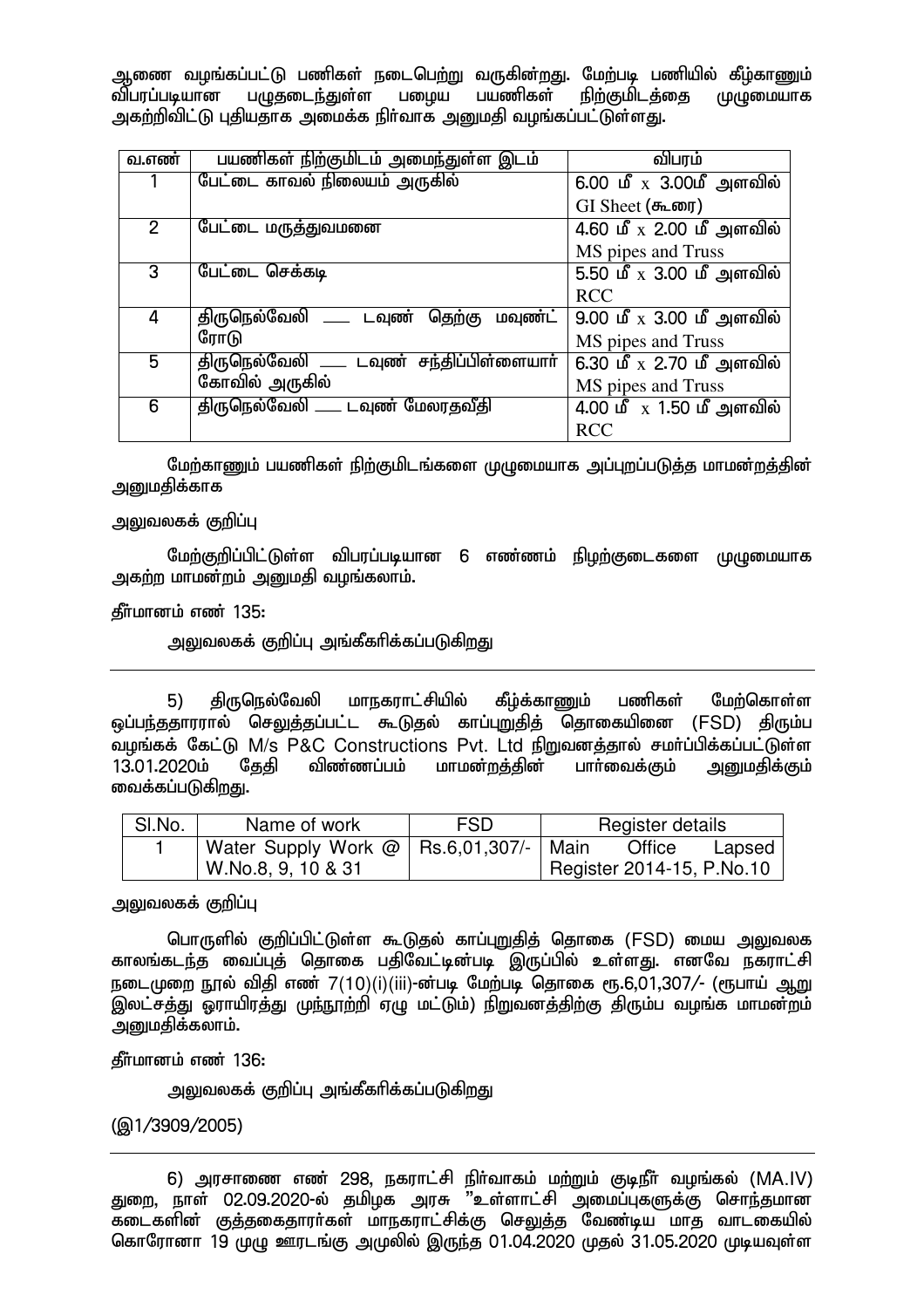ஆணை வழங்கப்பட்டு பணிகள் நடைபெற்று வருகின்றது. மேற்படி பணியில் கீழ்காணும் விபரப்படியான பழுதடைந்துள்ள பழைய பயணிகள் நிற்குமிடத்தை முழுமையாக அகற்றிவிட்டு புதியதாக அமைக்க நிர்வாக அனுமதி வழங்கப்பட்டுள்ளது.

| வ.எண் | பயணிகள் நிற்குமிடம் அமைந்துள்ள இடம் | விபரம் |
|---|---|---|
| 1 | பேட்டை காவல் நிலையம் அருகில் | 6.00 மீ x 3.00மீ அளவில் GI Sheet (கூரை) |
| 2 | பேட்டை மருத்துவமனை | 4.60 மீ x 2.00 மீ அளவில் MS pipes and Truss |
| 3 | பேட்டை செக்கடி | 5.50 மீ x 3.00 மீ அளவில் RCC |
| 4 | திருநெல்வேலி ___ டவுண் தெற்கு மவுண்ட் ரோடு | 9.00 மீ x 3.00 மீ அளவில் MS pipes and Truss |
| 5 | திருநெல்வேலி ___ டவுண் சந்திப்பிள்ளையார் கோவில் அருகில் | 6.30 மீ x 2.70 மீ அளவில் MS pipes and Truss |
| 6 | திருநெல்வேலி ___ டவுண் மேலரதவீதி | 4.00 மீ x 1.50 மீ அளவில் RCC |

மேற்காணும் பயணிகள் நிற்குமிடங்களை முழுமையாக அப்புறப்படுத்த மாமன்றத்தின் அனுமதிக்காக

அலுவலகக் குறிப்பு

மேற்குறிப்பிட்டுள்ள விபரப்படியான 6 எண்ணம் நிழற்குடைகளை முழுமையாக அகற்ற மாமன்றம் அனுமதி வழங்கலாம்.

தீர்மானம் எண் 135:

அலுவலகக் குறிப்பு அங்கீகரிக்கப்படுகிறது

---

5) திருநெல்வேலி மாநகராட்சியில் கீழ்காணும் பணிகள் மேற்கொள்ள ஒப்பந்ததாரரால் செலுத்தப்பட்ட கூடுதல் காப்புறுதித் தொகையினை (FSD) திரும்ப வழங்கக் கேட்டு M/s P&C Constructions Pvt. Ltd நிறுவனத்தால் சமர்ப்பிக்கப்பட்டுள்ள 13.01.2020ம் தேதி விண்ணப்பம் மாமன்றத்தின் பார்வைக்கும் அனுமதிக்கும் வைக்கப்படுகிறது.

| Sl.No. | Name of work | FSD | Register details |
|---|---|---|---|
| 1 | Water Supply Work @ W.No.8, 9, 10 & 31 | Rs.6,01,307/- | Main Office Lapsed Register 2014-15, P.No.10 |

அலுவலகக் குறிப்பு

பொருளில் குறிப்பிட்டுள்ள கூடுதல் காப்புறுதித் தொகை (FSD) மைய அலுவலக காலங்கடந்த வைப்புத் தொகை பதிவேட்டின்படி இருப்பில் உள்ளது. எனவே நகராட்சி நடைமுறை நூல் விதி எண் 7(10)(i)(iii)-ன்படி மேற்படி தொகை ரூ.6,01,307/- (ரூபாய் ஆறு இலட்சத்து ஓராயிரத்து முந்நூற்றி ஏழு மட்டும்) நிறுவனத்திற்கு திரும்ப வழங்க மாமன்றம் அனுமதிக்கலாம்.

தீர்மானம் எண் 136:

அலுவலகக் குறிப்பு அங்கீகரிக்கப்படுகிறது

(இ1/3909/2005)

---

6) அரசாணை எண் 298, நகராட்சி நிர்வாகம் மற்றும் குடிநீர் வழங்கல் (MA.IV) துறை, நாள் 02.09.2020-ல் தமிழக அரசு "உள்ளாட்சி அமைப்புகளுக்கு சொந்தமான கடைகளின் குத்தகைதாரர்கள் மாநகராட்சிக்கு செலுத்த வேண்டிய மாத வாடகையில் கொரோனா 19 முழு ஊரடங்கு அமுலில் இருந்த 01.04.2020 முதல் 31.05.2020 முடியவுள்ள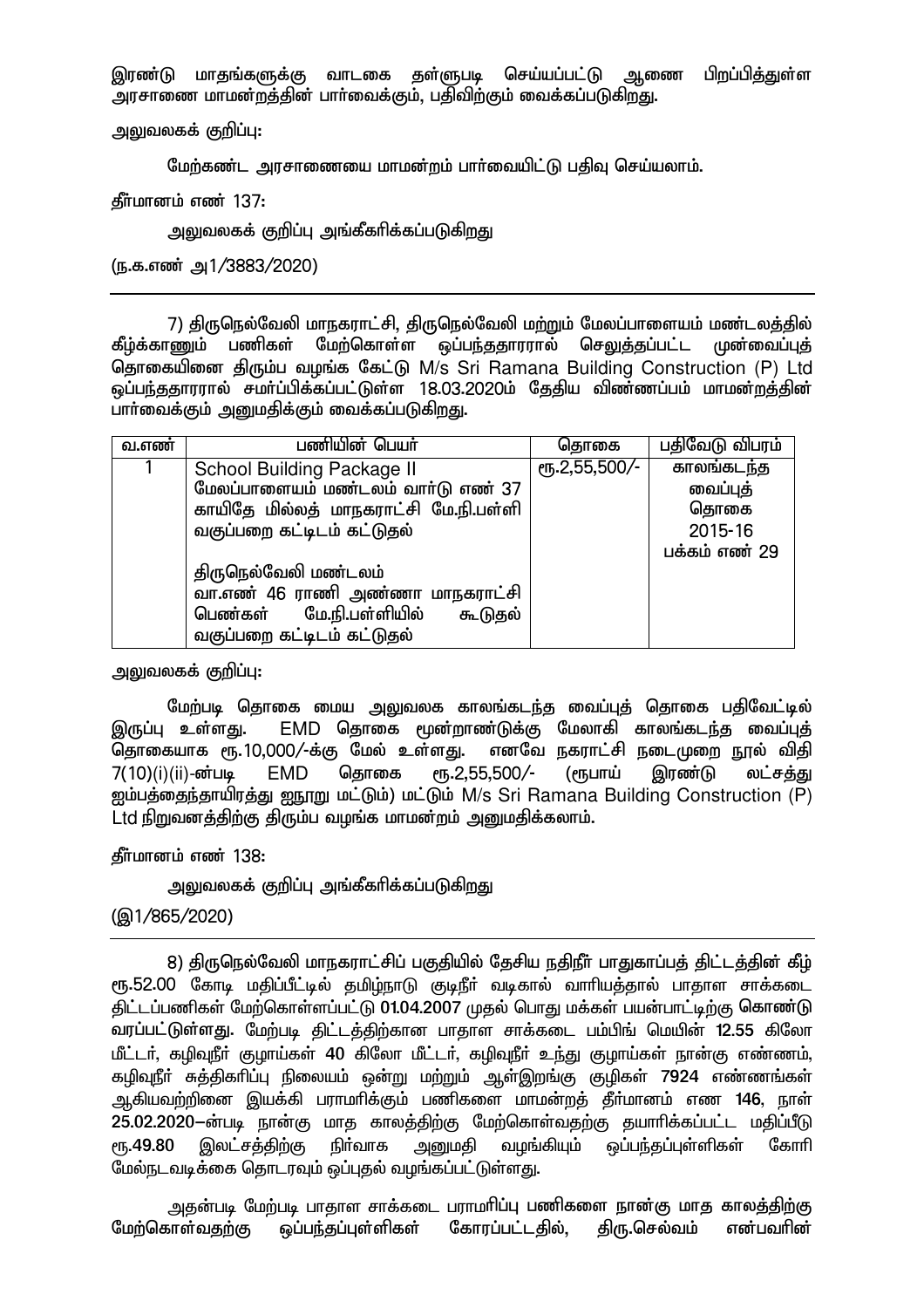இரண்டு மாதங்களுக்கு வாடகை தள்ளுபடி செய்யப்பட்டு ஆணை பிறப்பித்துள்ள அரசாணை மாமன்றத்தின் பார்வைக்கும், பதிவிற்கும் வைக்கப்படுகிறது.

அலுவலகக் குறிப்பு:

மேற்கண்ட அரசாணையை மாமன்றம் பார்வையிட்டு பதிவு செய்யலாம்.

தீர்மானம் எண் 137:

அலுவலகக் குறிப்பு அங்கீகரிக்கப்படுகிறது

(ந.க.எண் அ1/3883/2020)

---

7) திருநெல்வேலி மாநகராட்சி, திருநெல்வேலி மற்றும் மேலப்பாளையம் மண்டலத்தில் கீழ்க்காணும் பணிகள் மேற்கொள்ள ஒப்பந்ததாரரால் செலுத்தப்பட்ட முன்வைப்புத் தொகையினை திரும்ப வழங்க கேட்டு M/s Sri Ramana Building Construction (P) Ltd ஒப்பந்ததாரரால் சமர்ப்பிக்கப்பட்டுள்ள 18.03.2020ம் தேதிய விண்ணப்பம் மாமன்றத்தின் பார்வைக்கும் அனுமதிக்கும் வைக்கப்படுகிறது.

| வ.எண் | பணியின் பெயர் | தொகை | பதிவேடு விபரம் |
|---|---|---|---|
| 1 | School Building Package II<br>மேலப்பாளையம் மண்டலம் வார்டு எண் 37 காயிதே மில்லத் மாநகராட்சி மே.நி.பள்ளி வகுப்பறை கட்டிடம் கட்டுதல்<br><br>திருநெல்வேலி மண்டலம்<br>வா.எண் 46 ராணி அண்ணா மாநகராட்சி பெண்கள் மே.நி.பள்ளியில் கூடுதல் வகுப்பறை கட்டிடம் கட்டுதல் | ரூ.2,55,500/- | காலங்கடந்த வைப்புத் தொகை 2015-16 பக்கம் எண் 29 |

அலுவலகக் குறிப்பு:

மேற்படி தொகை மைய அலுவலக காலங்கடந்த வைப்புத் தொகை பதிவேட்டில் இருப்பு உள்ளது. EMD தொகை மூன்றாண்டுக்கு மேலாகி காலங்கடந்த வைப்புத் தொகையாக ரூ.10,000/-க்கு மேல் உள்ளது. எனவே நகராட்சி நடைமுறை நூல் விதி 7(10)(i)(ii)-ன்படி EMD தொகை ரூ.2,55,500/- (ரூபாய் இரண்டு லட்சத்து ஐம்பத்தைந்தாயிரத்து ஐநூறு மட்டும்) மட்டும் M/s Sri Ramana Building Construction (P) Ltd நிறுவனத்திற்கு திரும்ப வழங்க மாமன்றம் அனுமதிக்கலாம்.

தீர்மானம் எண் 138:

அலுவலகக் குறிப்பு அங்கீகரிக்கப்படுகிறது

(இ1/865/2020)

---

8) திருநெல்வேலி மாநகராட்சிப் பகுதியில் தேசிய நதிநீர் பாதுகாப்புத் திட்டத்தின் கீழ் ரூ.52.00 கோடி மதிப்பீட்டில் தமிழ்நாடு குடிநீர் வடிகால் வாரியத்தால் பாதாள சாக்கடை திட்டப்பணிகள் மேற்கொள்ளப்பட்டு **01.04.2007** முதல் பொது மக்கள் பயன்பாட்டிற்கு கொண்டு வரப்பட்டுள்ளது. மேற்படி திட்டத்திற்கான பாதாள சாக்கடை பம்பிங் மெயின் **12.55** கிலோ மீட்டர், கழிவுநீர் குழாய்கள் **40** கிலோ மீட்டர், கழிவுநீர் உந்து குழாய்கள் நான்கு எண்ணம், கழிவுநீர் சுத்திகரிப்பு நிலையம் ஒன்று மற்றும் ஆள்இறங்கு குழிகள் **7924** எண்ணங்கள் ஆகியவற்றினை இயக்கி பராமரிக்கும் பணிகளை மாமன்றத் தீர்மானம் எண **146**, நாள் **25.02.2020**–ன்படி நான்கு மாத காலத்திற்கு மேற்கொள்வதற்கு தயாரிக்கப்பட்ட மதிப்பீடு ரூ.**49.80** இலட்சத்திற்கு நிர்வாக அனுமதி வழங்கியும் ஒப்பந்தப்புள்ளிகள் கோரி மேல்நடவடிக்கை தொடரவும் ஒப்புதல் வழங்கப்பட்டுள்ளது.

அதன்படி மேற்படி பாதாள சாக்கடை பராமரிப்பு பணிகளை நான்கு மாத காலத்திற்கு மேற்கொள்வதற்கு ஒப்பந்தப்புள்ளிகள் கோரப்பட்டதில், திரு.செல்வம் என்பவரின்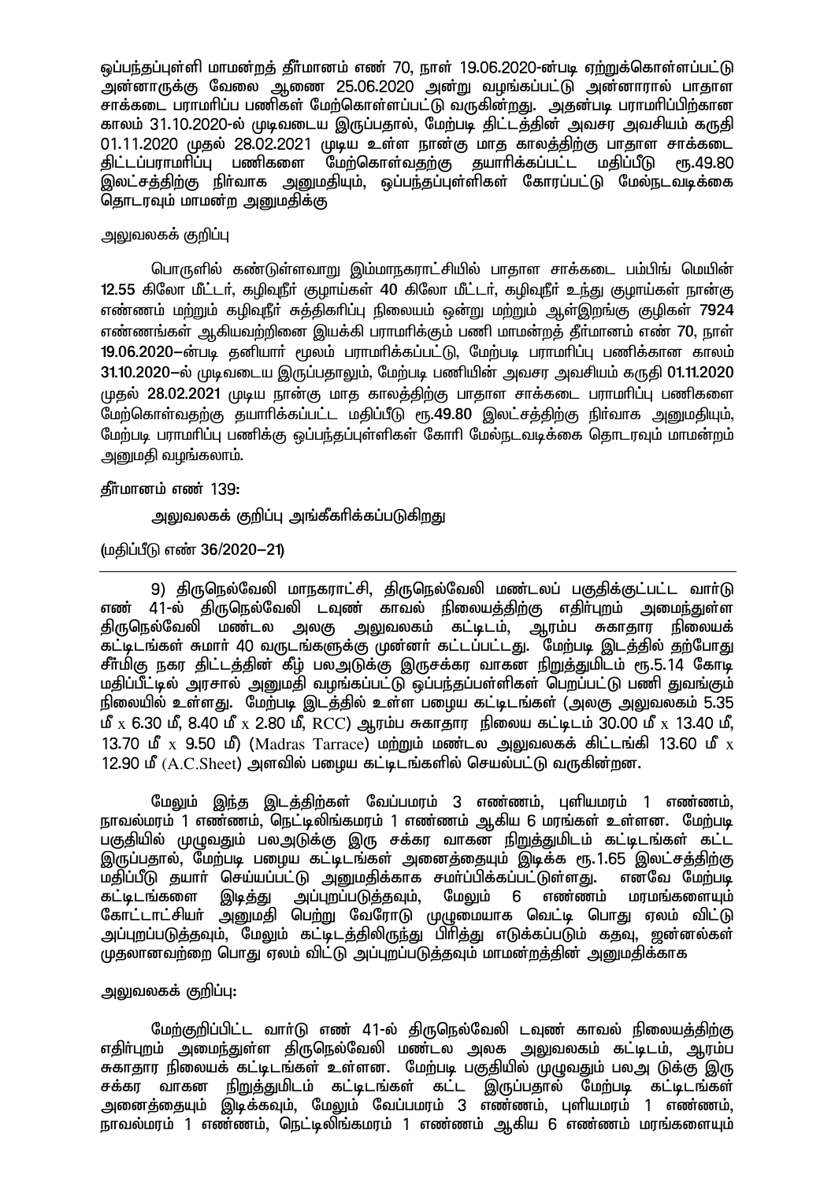ஒப்பந்தப்புள்ளி மாமன்றத் தீர்மானம் எண் 70, நாள் 19.06.2020-ன்படி ஏற்றுக்கொள்ளப்பட்டு அன்னாருக்கு வேலை ஆணை 25.06.2020 அன்று வழங்கப்பட்டு அன்னாரால் பாதாள சாக்கடை பராமரிப்பு பணிகள் மேற்கொள்ளப்பட்டு வருகின்றது. அதன்படி பராமரிப்பிற்கான காலம் 31.10.2020-ல் முடிவடைய இருப்பதால், மேற்படி திட்டத்தின் அவசர அவசியம் கருதி 01.11.2020 முதல் 28.02.2021 முடிய உள்ள நான்கு மாத காலத்திற்கு பாதாள சாக்கடை திட்டப்பராமரிப்பு பணிகளை மேற்கொள்வதற்கு தயாரிக்கப்பட்ட மதிப்பீடு ரூ.49.80 இலட்சத்திற்கு நிர்வாக அனுமதியும், ஒப்பந்தப்புள்ளிகள் கோரப்பட்டு மேல்நடவடிக்கை தொடரவும் மாமன்ற அனுமதிக்கு

அலுவலகக் குறிப்பு

பொருளில் கண்டுள்ளவாறு இம்மாநகராட்சியில் பாதாள சாக்கடை பம்பிங் மெயின் **12.55** கிலோ மீட்டர், கழிவுநீர் குழாய்கள் **40** கிலோ மீட்டர், கழிவுநீர் உந்து குழாய்கள் நான்கு எண்ணம் மற்றும் கழிவுநீர் சுத்திகரிப்பு நிலையம் ஒன்று மற்றும் ஆள்இறங்கு குழிகள் **7924** எண்ணங்கள் ஆகியவற்றினை இயக்கி பராமரிக்கும் பணி மாமன்றத் தீர்மானம் எண் 70, நாள் **19.06.2020**–ன்படி தனியார் மூலம் பராமரிக்கப்பட்டு, மேற்படி பராமரிப்பு பணிக்கான காலம் **31.10.2020**–ல் முடிவடைய இருப்பதாலும், மேற்படி பணியின் அவசர அவசியம் கருதி **01.11.2020** முதல் **28.02.2021** முடிய நான்கு மாத காலத்திற்கு பாதாள சாக்கடை பராமரிப்பு பணிகளை மேற்கொள்வதற்கு தயாரிக்கப்பட்ட மதிப்பீடு ரூ.**49.80** இலட்சத்திற்கு நிர்வாக அனுமதியும், மேற்படி பராமரிப்பு பணிக்கு ஒப்பந்தப்புள்ளிகள் கோரி மேல்நடவடிக்கை தொடரவும் மாமன்றம் அனுமதி வழங்கலாம்.

தீர்மானம் எண் 139:

அலுவலகக் குறிப்பு அங்கீகரிக்கப்படுகிறது

(மதிப்பீடு எண் 36/2020–21)

---

9) திருநெல்வேலி மாநகராட்சி, திருநெல்வேலி மண்டலப் பகுதிக்குட்பட்ட வார்டு எண் 41-ல் திருநெல்வேலி டவுண் காவல் நிலையத்திற்கு எதிர்புறம் அமைந்துள்ள திருநெல்வேலி மண்டல அலகு அலுவலகம் கட்டிடம், ஆரம்ப சுகாதார நிலையக் கட்டிடங்கள் சுமார் 40 வருடங்களுக்கு முன்னர் கட்டப்பட்டது. மேற்படி இடத்தில் தற்போது சீர்மிகு நகர திட்டத்தின் கீழ் பலஅடுக்கு இருசக்கர வாகன நிறுத்துமிடம் ரூ.5.14 கோடி மதிப்பீட்டில் அரசால் அனுமதி வழங்கப்பட்டு ஒப்பந்தப்பள்ளிகள் பெறப்பட்டு பணி துவங்கும் நிலையில் உள்ளது. மேற்படி இடத்தில் உள்ள பழைய கட்டிடங்கள் (அலகு அலுவலகம் 5.35 மீ x 6.30 மீ, 8.40 மீ x 2.80 மீ, RCC) ஆரம்ப சுகாதார நிலை கட்டிடம் 30.00 மீ x 13.40 மீ, 13.70 மீ x 9.50 மீ) (Madras Tarrace) மற்றும் மண்டல அலுவலகக் கிட்டங்கி 13.60 மீ x 12.90 மீ (A.C.Sheet) அளவில் பழைய கட்டிடங்களில் செயல்பட்டு வருகின்றன.

மேலும் இந்த இடத்திற்கள் வேப்பமரம் 3 எண்ணம், புளியமரம் 1 எண்ணம், நாவல்மரம் 1 எண்ணம், நெட்டிலிங்கமரம் 1 எண்ணம் ஆகிய 6 மரங்கள் உள்ளன. மேற்படி பகுதியில் முழுவதும் பலஅடுக்கு இரு சக்கர வாகன நிறுத்துமிடம் கட்டிடங்கள் கட்ட இருப்பதால், மேற்படி பழைய கட்டிடங்கள் அனைத்தையும் இடிக்க ரூ.1.65 இலட்சத்திற்கு மதிப்பீடு தயார் செய்யப்பட்டு அனுமதிக்காக சமர்ப்பிக்கப்பட்டுள்ளது. எனவே மேற்படி கட்டிடங்களை இடித்து அப்புறப்படுத்தவும், மேலும் 6 எண்ணம் மரமங்களையும் கோட்டாட்சியர் அனுமதி பெற்று வேரோடு முழுமையாக வெட்டி பொது ஏலம் விட்டு அப்புறப்படுத்தவும், மேலும் கட்டிடத்திலிருந்து பிரித்து எடுக்கப்படும் கதவு, ஜன்னல்கள் முதலானவற்றை பொது ஏலம் விட்டு அப்புறப்படுத்தவும் மாமன்றத்தின் அனுமதிக்காக

அலுவலகக் குறிப்பு:

மேற்குறிப்பிட்ட வார்டு எண் 41-ல் திருநெல்வேலி டவுண் காவல் நிலையத்திற்கு எதிர்புறம் அமைந்துள்ள திருநெல்வேலி மண்டல அலக அலுவலகம் கட்டிடம், ஆரம்ப சுகாதார நிலையக் கட்டிடங்கள் உள்ளன. மேற்படி பகுதியில் முழுவதும் பலஅ டுக்கு இரு சக்கர வாகன நிறுத்துமிடம் கட்டிடங்கள் கட்ட இருப்பதால் மேற்படி கட்டிடங்கள் அனைத்தையும் இடிக்கவும், மேலும் வேப்பமரம் 3 எண்ணம், புளியமரம் 1 எண்ணம், நாவல்மரம் 1 எண்ணம், நெட்டிலிங்கமரம் 1 எண்ணம் ஆகிய 6 எண்ணம் மரங்களையும்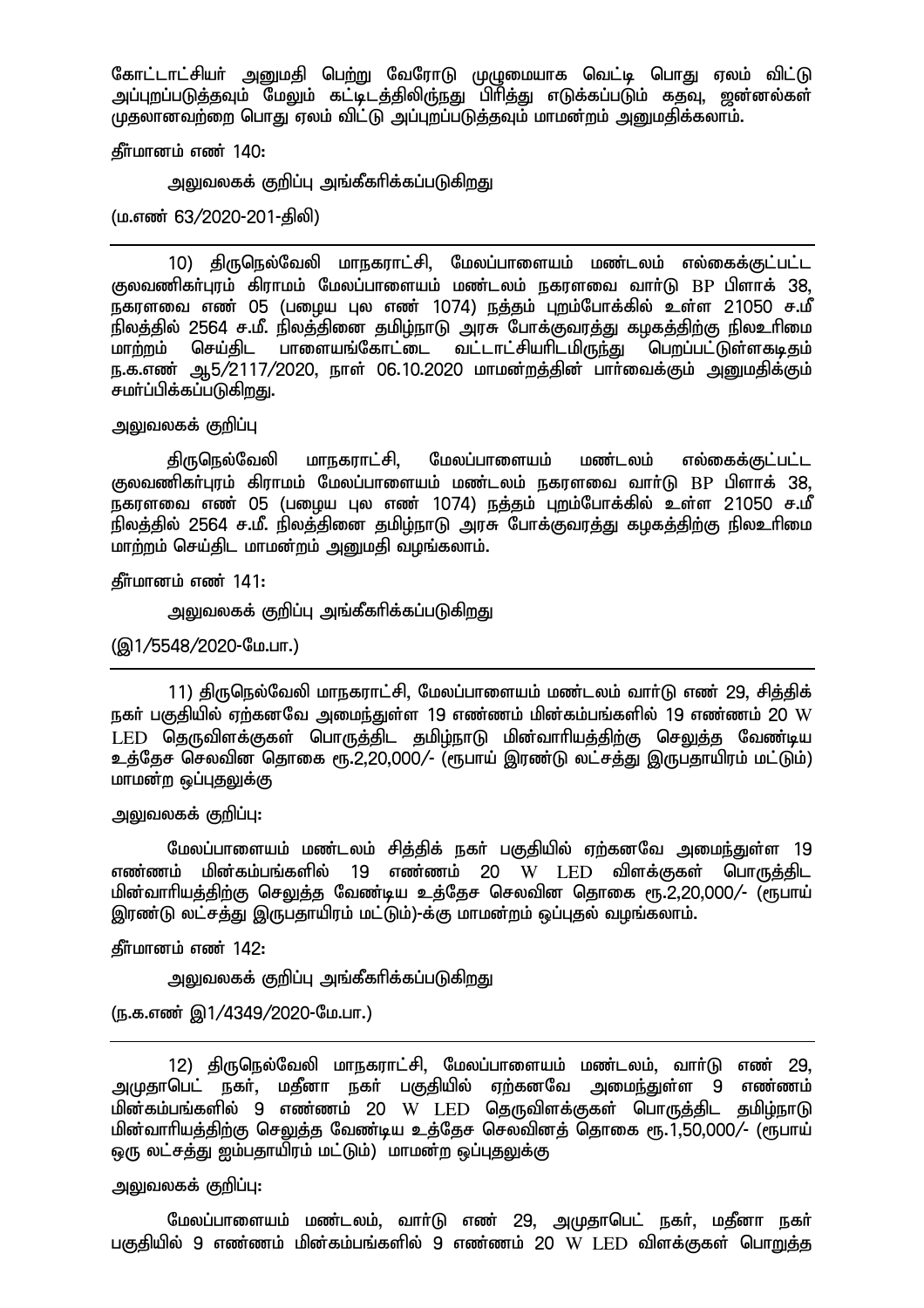கோட்டாட்சியர் அனுமதி பெற்று வேரோடு முழுமையாக வெட்டி பொது ஏலம் விட்டு அப்புறப்படுத்தவும் மேலும் கட்டிடத்திலிருந்து பிரித்து எடுக்கப்படும் கதவு, ஜன்னல்கள் முதலானவற்றை பொது ஏலம் விட்டு அப்புறப்படுத்தவும் மாமன்றம் அனுமதிக்கலாம்.

தீர்மானம் எண் 140:

அலுவலகக் குறிப்பு அங்கீகரிக்கப்படுகிறது

(ம.எண் 63/2020-201-திலி)

---

10) திருநெல்வேலி மாநகராட்சி, மேலப்பாளையம் மண்டலம் எல்கைக்குட்பட்ட குலவணிகர்புரம் கிராமம் மேலப்பாளையம் மண்டலம் நகரளவை வார்டு BP பிளாக் 38, நகரளவை எண் 05 (பழைய புல எண் 1074) நத்தம் புறம்போக்கில் உள்ள 21050 ச.மீ நிலத்தில் 2564 ச.மீ. நிலத்தினை தமிழ்நாடு அரசு போக்குவரத்து கழகத்திற்கு நிலஉரிமை மாற்றம் செய்திட பாளையங்கோட்டை வட்டாட்சியரிடமிருந்து பெறப்பட்டுள்ளகடிதம் ந.க.எண் ஆ5/2117/2020, நாள் 06.10.2020 மாமன்றத்தின் பார்வைக்கும் அனுமதிக்கும் சமர்ப்பிக்கப்படுகிறது.

அலுவலகக் குறிப்பு

திருநெல்வேலி மாநகராட்சி, மேலப்பாளையம் மண்டலம் எல்கைக்குட்பட்ட குலவணிகர்புரம் கிராமம் மேலப்பாளையம் மண்டலம் நகரளவை வார்டு BP பிளாக் 38, நகரளவை எண் 05 (பழைய புல எண் 1074) நத்தம் புறம்போக்கில் உள்ள 21050 ச.மீ நிலத்தில் 2564 ச.மீ. நிலத்தினை தமிழ்நாடு அரசு போக்குவரத்து கழகத்திற்கு நிலஉரிமை மாற்றம் செய்திட மாமன்றம் அனுமதி வழங்கலாம்.

தீர்மானம் எண் 141:

அலுவலகக் குறிப்பு அங்கீகரிக்கப்படுகிறது

(இ1/5548/2020-மே.பா.)

---

11) திருநெல்வேலி மாநகராட்சி, மேலப்பாளையம் மண்டலம் வார்டு எண் 29, சித்திக் நகர் பகுதியில் ஏற்கனவே அமைந்துள்ள 19 எண்ணம் மின்கம்பங்களில் 19 எண்ணம் 20 W LED தெருவிளக்குகள் பொருத்திட தமிழ்நாடு மின்வாரியத்திற்கு செலுத்த வேண்டிய உத்தேச செலவின தொகை ரூ.2,20,000/- (ரூபாய் இரண்டு லட்சத்து இருபதாயிரம் மட்டும்) மாமன்ற ஒப்புதலுக்கு

அலுவலகக் குறிப்பு:

மேலப்பாளையம் மண்டலம் சித்திக் நகர் பகுதியில் ஏற்கனவே அமைந்துள்ள 19 எண்ணம் மின்கம்பங்களில் 19 எண்ணம் 20 W LED விளக்குகள் பொருத்திட மின்வாரியத்திற்கு செலுத்த வேண்டிய உத்தேச செலவின தொகை ரூ.2,20,000/- (ரூபாய் இரண்டு லட்சத்து இருபதாயிரம் மட்டும்)-க்கு மாமன்றம் ஒப்புதல் வழங்கலாம்.

தீர்மானம் எண் 142:

அலுவலகக் குறிப்பு அங்கீகரிக்கப்படுகிறது

(ந.க.எண் இ1/4349/2020-மே.பா.)

---

12) திருநெல்வேலி மாநகராட்சி, மேலப்பாளையம் மண்டலம், வார்டு எண் 29, அமுதாபெட் நகர், மதீனா நகர் பகுதியில் ஏற்கனவே அமைந்துள்ள 9 எண்ணம் மின்கம்பங்களில் 9 எண்ணம் 20 W LED தெருவிளக்குகள் பொருத்திட தமிழ்நாடு மின்வாரியத்திற்கு செலுத்த வேண்டிய உத்தேச செலவினத் தொகை ரூ.1,50,000/- (ரூபாய் ஒரு லட்சத்து ஐம்பதாயிரம் மட்டும்) மாமன்ற ஒப்புதலுக்கு

அலுவலகக் குறிப்பு:

மேலப்பாளையம் மண்டலம், வார்டு எண் 29, அமுதாபெட் நகர், மதீனா நகர் பகுதியில் 9 எண்ணம் மின்கம்பங்களில் 9 எண்ணம் 20 W LED விளக்குகள் பொறுத்த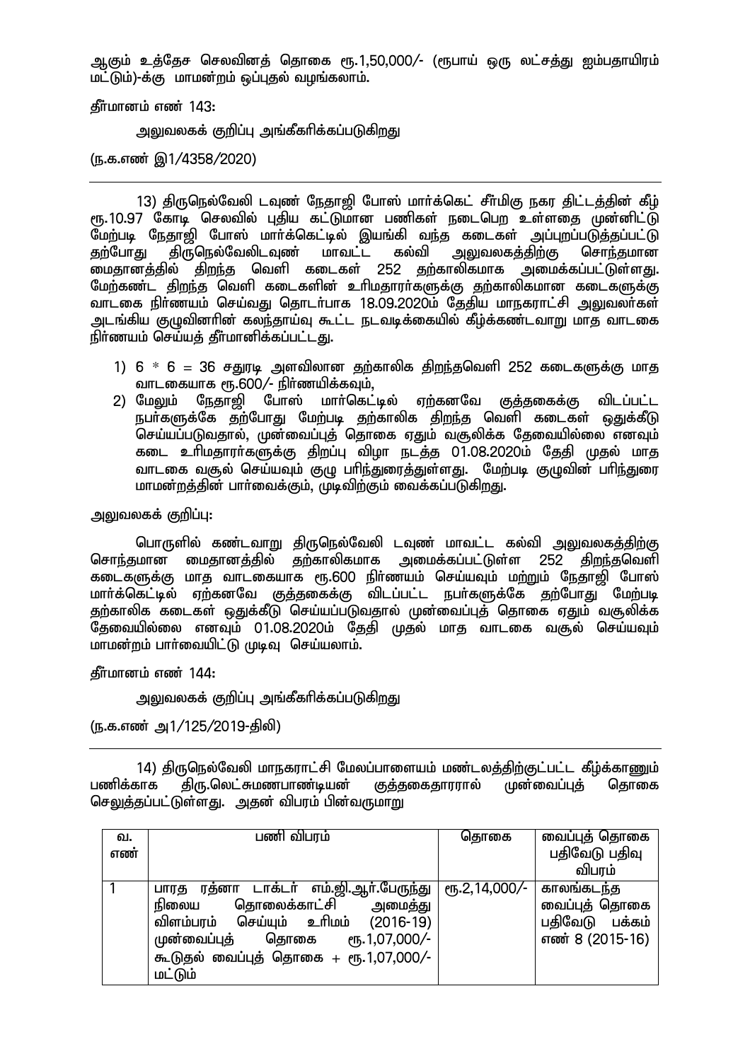ஆகும் உத்தேச செலவினத் தொகை ரூ.1,50,000/- (ரூபாய் ஒரு லட்சத்து ஐம்பதாயிரம் மட்டும்)-க்கு மாமன்றம் ஒப்புதல் வழங்கலாம்.

தீர்மானம் எண் 143:

அலுவலகக் குறிப்பு அங்கீகரிக்கப்படுகிறது

(ந.க.எண் இ1/4358/2020)

---

13) திருநெல்வேலி டவுண் நேதாஜி போஸ் மார்க்கெட் சீர்மிகு நகர திட்டத்தின் கீழ் ரூ.10.97 கோடி செலவில் புதிய கட்டுமான பணிகள் நடைபெற உள்ளதை முன்னிட்டு மேற்படி நேதாஜி போஸ் மார்க்கெட்டில் இயங்கி வந்த கடைகள் அப்புறப்படுத்தப்பட்டு தற்போது திருநெல்வேலிடவுண் மாவட்ட கல்வி அலுவலகத்திற்கு சொந்தமான மைதானத்தில் திறந்த வெளி கடைகள் 252 தற்காலிகமாக அமைக்கப்பட்டுள்ளது. மேற்கண்ட திறந்த வெளி கடைகளின் உரிமதாரர்களுக்கு தற்காலிகமான கடைகளுக்கு வாடகை நிர்ணயம் செய்வது தொடர்பாக 18.09.2020ம் தேதிய மாநகராட்சி அலுவலர்கள் அடங்கிய குழுவினரின் கலந்தாய்வு கூட்ட நடவடிக்கையில் கீழ்க்கண்டவாறு மாத வாடகை நிர்ணயம் செய்யத் தீர்மானிக்கப்பட்டது.

1) 6 * 6 = 36 சதுரடி அளவிலான தற்காலிக திறந்தவெளி 252 கடைகளுக்கு மாத வாடகையாக ரூ.600/- நிர்ணயிக்கவும்,
2) மேலும் நேதாஜி போஸ் மார்கெட்டில் ஏற்கனவே குத்தகைக்கு விடப்பட்ட நபர்களுக்கே தற்போது மேற்படி தற்காலிக திறந்த வெளி கடைகள் ஒதுக்கீடு செய்யப்படுவதால், முன்வைப்புத் தொகை ஏதும் வசூலிக்க தேவையில்லை எனவும் கடை உரிமதாரர்களுக்கு திறப்பு விழா நடத்த 01.08.2020ம் தேதி முதல் மாத வாடகை வசூல் செய்யவும் குழு பரிந்துரைத்துள்ளது. மேற்படி குழுவின் பரிந்துரை மாமன்றத்தின் பார்வைக்கும், முடிவிற்கும் வைக்கப்படுகிறது.

அலுவலகக் குறிப்பு:

பொருளில் கண்டவாறு திருநெல்வேலி டவுண் மாவட்ட கல்வி அலுவலகத்திற்கு சொந்தமான மைதானத்தில் தற்காலிகமாக அமைக்கப்பட்டுள்ள 252 திறந்தவெளி கடைகளுக்கு மாத வாடகையாக ரூ.600 நிர்ணயம் செய்யவும் மற்றும் நேதாஜி போஸ் மார்க்கெட்டில் ஏற்கனவே குத்தகைக்கு விடப்பட்ட நபர்களுக்கே தற்போது மேற்படி தற்காலிக கடைகள் ஒதுக்கீடு செய்யப்படுவதால் முன்வைப்புத் தொகை ஏதும் வசூலிக்க தேவையில்லை எனவும் 01.08.2020ம் தேதி முதல் மாத வாடகை வசூல் செய்யவும் மாமன்றம் பார்வையிட்டு முடிவு செய்யலாம்.

தீர்மானம் எண் 144:

அலுவலகக் குறிப்பு அங்கீகரிக்கப்படுகிறது

(ந.க.எண் அ1/125/2019-திலி)

---

14) திருநெல்வேலி மாநகராட்சி மேலப்பாளையம் மண்டலத்திற்குட்பட்ட கீழ்காணும் பணிக்காக திரு.லெட்சுமணபாண்டியன் குத்தகைதாரரால் முன்வைப்புத் தொகை செலுத்தப்பட்டுள்ளது. அதன் விபரம் பின்வருமாறு

| வ. எண் | பணி விபரம் | தொகை | வைப்புத் தொகை பதிவேடு பதிவு விபரம் |
|---|---|---|---|
| 1 | பாரத ரத்னா டாக்டர் எம்.ஜி.ஆர்.பேருந்து நிலைய தொலைக்காட்சி அமைத்து விளம்பரம் செய்யும் உரிமம் (2016-19) முன்வைப்புத் தொகை ரூ.1,07,000/- கூடுதல் வைப்புத் தொகை + ரூ.1,07,000/- மட்டும் | ரூ.2,14,000/- | காலங்கடந்த வைப்புத் தொகை பதிவேடு பக்கம் எண் 8 (2015-16) |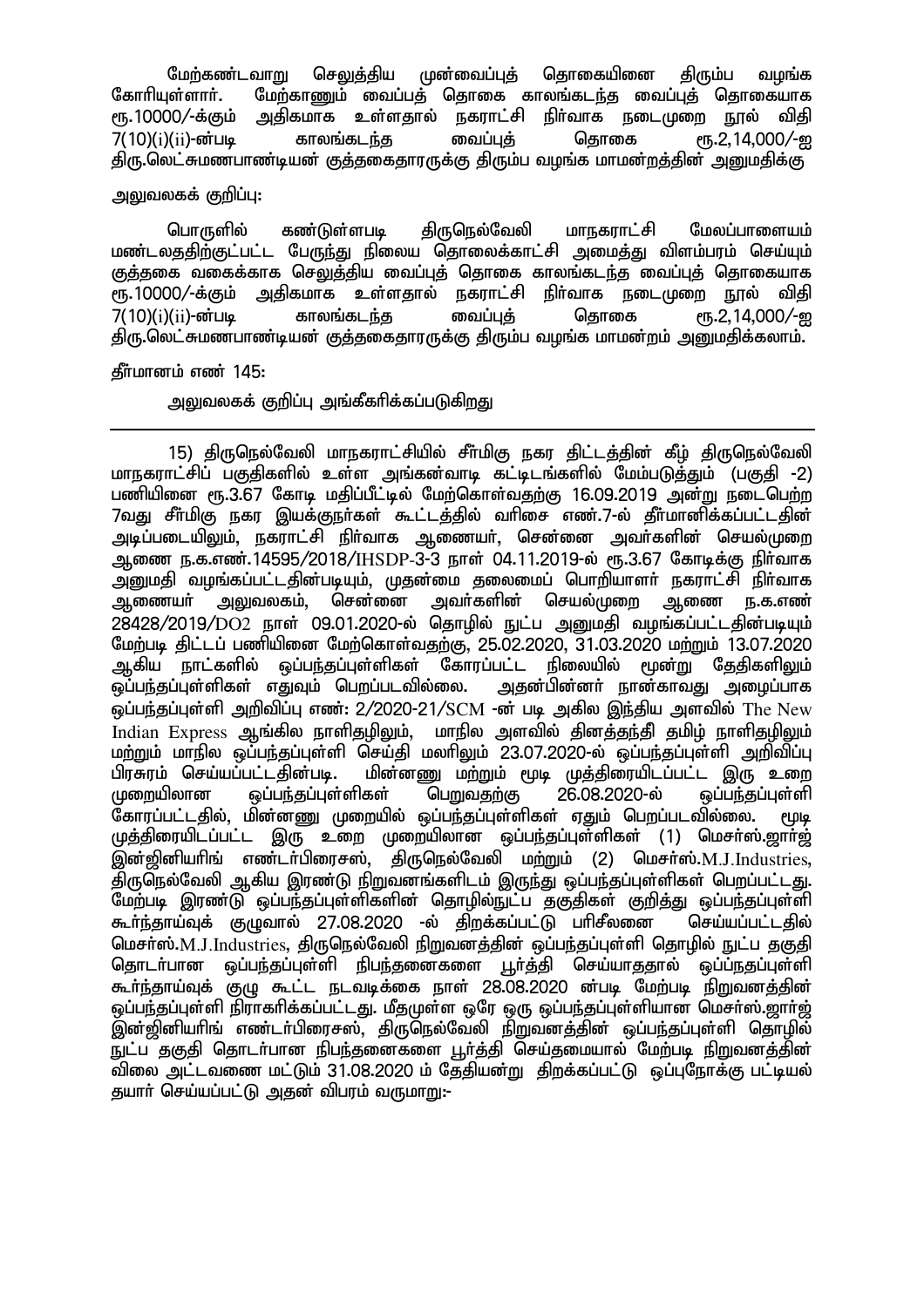மேற்கண்டவாறு செலுத்திய முன்வைப்புத் தொகையினை திரும்ப வழங்க கோரியுள்ளார். மேற்காணும் வைப்புத் தொகை காலங்கடந்த வைப்புத் தொகையாக ரூ.10000/-க்கும் அதிகமாக உள்ளதால் நகராட்சி நிர்வாக நடைமுறை நூல் விதி 7(10)(i)(ii)-ன்படி காலங்கடந்த வைப்புத் தொகை ரூ.2,14,000/-ஐ திரு.லெட்சுமணபாண்டியன் குத்தகைதாரருக்கு திரும்ப வழங்க மாமன்றத்தின் அனுமதிக்கு

அலுவலகக் குறிப்பு:

பொருளில் கண்டுள்ளபடி திருநெல்வேலி மாநகராட்சி மேலப்பாளையம் மண்டலததிற்குட்பட்ட பேருந்து நிலைய தொலைக்காட்சி அமைத்து விளம்பரம் செய்யும் குத்தகை வகைக்காக செலுத்திய வைப்புத் தொகை காலங்கடந்த வைப்புத் தொகையாக ரூ.10000/-க்கும் அதிகமாக உள்ளதால் நகராட்சி நிர்வாக நடைமுறை நூல் விதி 7(10)(i)(ii)-ன்படி காலங்கடந்த வைப்புத் தொகை ரூ.2,14,000/-ஐ திரு.லெட்சுமணபாண்டியன் குத்தகைதாரருக்கு திரும்ப வழங்க மாமன்றம் அனுமதிக்கலாம்.

தீர்மானம் எண் 145:

அலுவலகக் குறிப்பு அங்கீகரிக்கப்படுகிறது

---

15) திருநெல்வேலி மாநகராட்சியில் சீர்மிகு நகர திட்டத்தின் கீழ் திருநெல்வேலி மாநகராட்சிப் பகுதிகளில் உள்ள அங்கன்வாடி கட்டிடங்களில் மேம்படுத்தும் (பகுதி -2) பணியினை ரூ.3.67 கோடி மதிப்பீட்டில் மேற்கொள்வதற்கு 16.09.2019 அன்று நடைபெற்ற 7வது சீர்மிகு நகர இயக்குநர்கள் கூட்டத்தில் வரிசை எண்.7-ல் தீர்மானிக்கப்பட்டதின் அடிப்படையிலும், நகராட்சி நிர்வாக ஆணையர், சென்னை அவர்களின் செயல்முறை ஆணை ந.க.எண்.14595/2018/IHSDP-3-3 நாள் 04.11.2019-ல் ரூ.3.67 கோடிக்கு நிர்வாக அனுமதி வழங்கப்பட்டதின்படியும், முதன்மை தலைமைப் பொறியாளர் நகராட்சி நிர்வாக ஆணையர் அலுவலகம், சென்னை அவர்களின் செயல்முறை ஆணை ந.க.எண் 28428/2019/DO2 நாள் 09.01.2020-ல் தொழில் நுட்ப அனுமதி வழங்கப்பட்டதின்படியும் மேற்படி திட்டப் பணியினை மேற்கொள்வதற்கு, 25.02.2020, 31.03.2020 மற்றும் 13.07.2020 ஆகிய நாட்களில் ஒப்பந்தப்புள்ளிகள் கோரப்பட்ட நிலையில் மூன்று தேதிகளிலும் ஒப்பந்தப்புள்ளிகள் எதுவும் பெறப்படவில்லை. அதன்பின்னர் நான்காவது அழைப்பாக ஒப்பந்தப்புள்ளி அறிவிப்பு எண்: 2/2020-21/SCM -ன் படி அகில இந்திய அளவில் The New Indian Express ஆங்கில நாளிதழிலும், மாநில அளவில் தினத்தந்தி தமிழ் நாளிதழிலும் மற்றும் மாநில ஒப்பந்தப்புள்ளி செய்தி மலரிலும் 23.07.2020-ல் ஒப்பந்தப்புள்ளி அறிவிப்பு பிரசுரம் செய்யப்பட்டதின்படி. மின்னணு மற்றும் மூடி முத்திரையிடப்பட்ட இரு உறை முறையிலான ஒப்பந்தப்புள்ளிகள் பெறுவதற்கு 26.08.2020-ல் ஒப்பந்தப்புள்ளி கோரப்பட்டதில், மின்னணு முறையில் ஒப்பந்தப்புள்ளிகள் ஏதும் பெறப்படவில்லை. மூடி முத்திரையிடப்பட்ட இரு உறை முறையிலான ஒப்பந்தப்புள்ளிகள் (1) மெசர்ஸ்.ஜார்ஜ் இன்ஜினியரிங் எண்டர்பிரைசஸ், திருநெல்வேலி மற்றும் (2) மெசர்ஸ்.M.J.Industries, திருநெல்வேலி ஆகிய இரண்டு நிறுவனங்களிடம் இருந்து ஒப்பந்தப்புள்ளிகள் பெறப்பட்டது. மேற்படி இரண்டு ஒப்பந்தப்புள்ளிகளின் தொழில்நுட்ப தகுதிகள் குறித்து ஒப்பந்தப்புள்ளி கூர்ந்தாய்வுக் குழுவால் 27.08.2020 -ல் திறக்கப்பட்டு பரிசீலனை செய்யப்பட்டதில் மெசர்ஸ்.M.J.Industries, திருநெல்வேலி நிறுவனத்தின் ஒப்பந்தப்புள்ளி தொழில் நுட்ப தகுதி தொடர்பான ஒப்பந்தப்புள்ளி நிபந்தனைகளை பூர்த்தி செய்யாததால் ஒப்பநதப்புள்ளி கூர்ந்தாய்வுக் குழு கூட்ட நடவடிக்கை நாள் 28.08.2020 ன்படி மேற்படி நிறுவனத்தின் ஒப்பந்தப்புள்ளி நிராகரிக்கப்பட்டது. மீதமுள்ள ஒரே ஒரு ஒப்பந்தப்புள்ளியான மெசர்ஸ்.ஜார்ஜ் இன்ஜினியரிங் எண்டர்பிரைசஸ், திருநெல்வேலி நிறுவனத்தின் ஒப்பந்தப்புள்ளி தொழில் நுட்ப தகுதி தொடர்பான நிபந்தனைகளை பூர்த்தி செய்தமையால் மேற்படி நிறுவனத்தின் விலை அட்டவணை மட்டும் 31.08.2020 ம் தேதியன்று திறக்கப்பட்டு ஒப்புநோக்கு பட்டியல் தயார் செய்யப்பட்டு அதன் விபரம் வருமாறு:-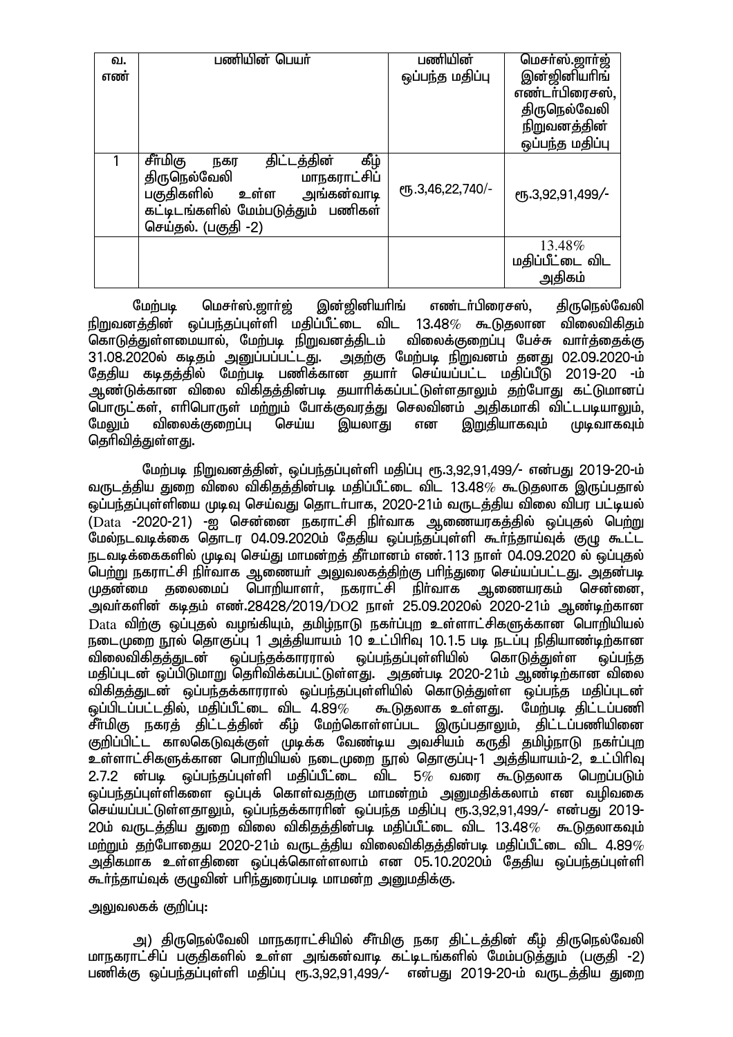| வ. எண் | பணியின் பெயர் | பணியின் ஒப்பந்த மதிப்பு | மெசர்ஸ்.ஜார்ஜ் இன்ஜினியரிங் எண்டர்பிரைசஸ், திருநெல்வேலி நிறுவனத்தின் ஒப்பந்த மதிப்பு |
|---|---|---|---|
| 1 | சீர்மிகு நகர திட்டத்தின் கீழ் திருநெல்வேலி மாநகராட்சிப் பகுதிகளில் உள்ள அங்கன்வாடி கட்டிடங்களில் மேம்படுத்தும் பணிகள் செய்தல். (பகுதி -2) | ரூ.3,46,22,740/- | ரூ.3,92,91,499/- |
| | | | 13.48% மதிப்பீட்டை விட அதிகம் |

மேற்படி மெசர்ஸ்.ஜார்ஜ் இன்ஜினியரிங் எண்டர்பிரைசஸ், திருநெல்வேலி நிறுவனத்தின் ஒப்பந்தப்புள்ளி மதிப்பீட்டை விட 13.48% கூடுதலான விலைவிகிதம் கொடுத்துள்ளமையால், மேற்படி நிறுவனத்திடம் விலைக்குறைப்பு பேச்சு வார்த்தைக்கு 31.08.2020ல் கடிதம் அனுப்பப்பட்டது. அதற்கு மேற்படி நிறுவனம் தனது 02.09.2020-ம் தேதிய கடிதத்தில் மேற்படி பணிக்கான தயார் செய்யப்பட்ட மதிப்பீடு 2019-20 -ம் ஆண்டுக்கான விலை விகிதத்தின்படி தயாரிக்கப்பட்டுள்ளதாலும் தற்போது கட்டுமானப் பொருட்கள், எரிபொருள் மற்றும் போக்குவரத்து செலவினம் அதிகமாகி விட்டபடியாலும், மேலும் விலைக்குறைப்பு செய்ய இயலாது என இறுதியாகவும் முடிவாகவும் தெரிவித்துள்ளது.

மேற்படி நிறுவனத்தின், ஒப்பந்தப்புள்ளி மதிப்பு ரூ.3,92,91,499/- என்பது 2019-20-ம் வருடத்திய துறை விலை விகிதத்தின்படி மதிப்பீட்டை விட 13.48% கூடுதலாக இருப்பதால் ஒப்பந்தப்புள்ளியை முடிவு செய்வது தொடர்பாக, 2020-21ம் வருடத்திய விலை விபர பட்டியல் (Data -2020-21) -ஐ சென்னை நகராட்சி நிர்வாக ஆணையரகத்தில் ஒப்புதல் பெற்று மேல்நடவடிக்கை தொடர 04.09.2020ம் தேதிய ஒப்பந்தப்புள்ளி கூர்ந்தாய்வுக் குழு கூட்ட நடவடிக்கைகளில் முடிவு செய்து மாமன்றத் தீர்மானம் எண்.113 நாள் 04.09.2020 ல் ஒப்புதல் பெற்று நகராட்சி நிர்வாக ஆணையர் அலுவலகத்திற்கு பரிந்துரை செய்யப்பட்டது. அதன்படி முதன்மை தலைமைப் பொறியாளர், நகராட்சி நிர்வாக ஆணையரகம் சென்னை, அவர்களின் கடிதம் எண்.28428/2019/DO2 நாள் 25.09.2020ல் 2020-21ம் ஆண்டிற்கான Data விற்கு ஒப்புதல் வழங்கியும், தமிழ்நாடு நகர்ப்புற உள்ளாட்சிகளுக்கான பொறியியல் நடைமுறை நூல் தொகுப்பு 1 அத்தியாயம் 10 உட்பிரிவு 10.1.5 படி நடப்பு நிதியாண்டிற்கான விலைவிகிதத்துடன் ஒப்பந்தக்காரரால் ஒப்பந்தப்புள்ளியில் கொடுத்துள்ள ஒப்பந்த மதிப்புடன் ஒப்பிடுமாறு தெரிவிக்கப்பட்டுள்ளது. அதன்படி 2020-21ம் ஆண்டிற்கான விலை விகிதத்துடன் ஒப்பந்தக்காரரால் ஒப்பந்தப்புள்ளியில் கொடுத்துள்ள ஒப்பந்த மதிப்புடன் ஒப்பிடப்பட்டதில், மதிப்பீட்டை விட 4.89% கூடுதலாக உள்ளது. மேற்படி திட்டப்பணி சீர்மிகு நகரத் திட்டத்தின் கீழ் மேற்கொள்ளப்பட இருப்பதாலும், திட்டப்பணியினை குறிப்பிட்ட காலகெடுவுக்குள் முடிக்க வேண்டிய அவசியம் கருதி தமிழ்நாடு நகர்ப்புற உள்ளாட்சிகளுக்கான பொறியியல் நடைமுறை நூல் தொகுப்பு-1 அத்தியாயம்-2, உட்பிரிவு 2.7.2 ன்படி ஒப்பந்தப்புள்ளி மதிப்பீட்டை விட 5% வரை கூடுதலாக பெறப்படும் ஒப்பந்தப்புள்ளிகளை ஒப்புக் கொள்வதற்கு மாமன்றம் அனுமதிக்கலாம் என வழிவகை செய்யப்பட்டுள்ளதாலும், ஒப்பந்தக்காரரின் ஒப்பந்த மதிப்பு ரூ.3,92,91,499/- என்பது 2019-20ம் வருடத்திய துறை விலை விகிதத்தின்படி மதிப்பீட்டை விட 13.48% கூடுதலாகவும் மற்றும் தற்போதைய 2020-21ம் வருடத்திய விலைவிகிதத்தின்படி மதிப்பீட்டை விட 4.89% அதிகமாக உள்ளதினை ஒப்புக்கொள்ளலாம் என 05.10.2020ம் தேதிய ஒப்பந்தப்புள்ளி கூர்ந்தாய்வுக் குழுவின் பரிந்துரைப்படி மாமன்ற அனுமதிக்கு.

அலுவலகக் குறிப்பு:

அ) திருநெல்வேலி மாநகராட்சியில் சீர்மிகு நகர திட்டத்தின் கீழ் திருநெல்வேலி மாநகராட்சிப் பகுதிகளில் உள்ள அங்கன்வாடி கட்டிடங்களில் மேம்படுத்தும் (பகுதி -2) பணிக்கு ஒப்பந்தப்புள்ளி மதிப்பு ரூ.3,92,91,499/- என்பது 2019-20-ம் வருடத்திய துறை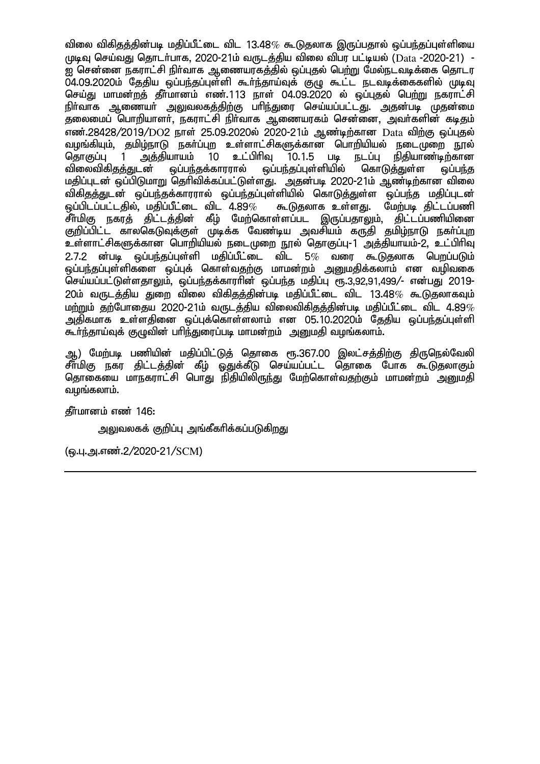விலை விகிதத்தின்படி மதிப்பீட்டை விட 13.48% கூடுதலாக இருப்பதால் ஒப்பந்தப்புள்ளியை முடிவு செய்வது தொடர்பாக, 2020-21ம் வருடத்திய விலை விபர பட்டியல் (Data -2020-21) - ஐ சென்னை நகராட்சி நிர்வாக ஆணையரகத்தில் ஒப்புதல் பெற்று மேல்நடவடிக்கை தொடர 04.09.2020ம் தேதிய ஒப்பந்தப்புள்ளி கூர்ந்தாய்வுக் குழு கூட்ட நடவடிக்கைகளில் முடிவு செய்து மாமன்றத் தீர்மானம் எண்.113 நாள் 04.09.2020 ல் ஒப்புதல் பெற்று நகராட்சி நிர்வாக ஆணையர் அலுவலகத்திற்கு பரிந்துரை செய்யப்பட்டது. அதன்படி முதன்மை தலைமைப் பொறியாளர், நகராட்சி நிர்வாக ஆணையரகம் சென்னை, அவர்களின் கடிதம் எண்.28428/2019/DO2 நாள் 25.09.2020ல் 2020-21ம் ஆண்டிற்கான Data விற்கு ஒப்புதல் வழங்கியும், தமிழ்நாடு நகர்ப்புற உள்ளாட்சிகளுக்கான பொறியியல் நடைமுறை நூல் தொகுப்பு 1 அத்தியாயம் 10 உட்பிரிவு 10.1.5 படி நடப்பு நிதியாண்டிற்கான விலைவிகிதத்துடன் ஒப்பந்தக்காரரால் ஒப்பந்தப்புள்ளியில் கொடுத்துள்ள ஒப்பந்த மதிப்புடன் ஒப்பிடுமாறு தெரிவிக்கப்பட்டுள்ளது. அதன்படி 2020-21ம் ஆண்டிற்கான விலை விகிதத்துடன் ஒப்பந்தக்காரரால் ஒப்பந்தப்புள்ளியில் கொடுத்துள்ள ஒப்பந்த மதிப்புடன் ஒப்பிடப்பட்டதில், மதிப்பீட்டை விட 4.89% கூடுதலாக உள்ளது. மேற்படி திட்டப்பணி சீர்மிகு நகரத் திட்டத்தின் கீழ் மேற்கொள்ளப்பட இருப்பதாலும், திட்டப்பணியினை குறிப்பிட்ட காலகெடுவுக்குள் முடிக்க வேண்டிய அவசியம் கருதி தமிழ்நாடு நகர்ப்புற உள்ளாட்சிகளுக்கான பொறியியல் நடைமுறை நூல் தொகுப்பு-1 அத்தியாயம்-2, உட்பிரிவு 2.7.2 ன்படி ஒப்பந்தப்புள்ளி மதிப்பீட்டை விட 5% வரை கூடுதலாக பெறப்படும் ஒப்பந்தப்புள்ளிகளை ஒப்புக் கொள்வதற்கு மாமன்றம் அனுமதிக்கலாம் என வழிவகை செய்யப்பட்டுள்ளதாலும், ஒப்பந்தக்காரரின் ஒப்பந்த மதிப்பு ரூ.3,92,91,499/- என்பது 2019-20ம் வருடத்திய துறை விலை விகிதத்தின்படி மதிப்பீட்டை விட 13.48% கூடுதலாகவும் மற்றும் தற்போதைய 2020-21ம் வருடத்திய விலைவிகிதத்தின்படி மதிப்பீட்டை விட 4.89% அதிகமாக உள்ளதினை ஒப்புக்கொள்ளலாம் என 05.10.2020ம் தேதிய ஒப்பந்தப்புள்ளி கூர்ந்தாய்வுக் குழுவின் பரிந்துரைப்படி மாமன்றம் அனுமதி வழங்கலாம்.

ஆ) மேற்படி பணியின் மதிப்பிட்டுத் தொகை ரூ.367.00 இலட்சத்திற்கு திருநெல்வேலி சீர்மிகு நகர திட்டத்தின் கீழ் ஒதுக்கீடு செய்யப்பட்ட தொகை போக கூடுதலாகும் தொகையை மாநகராட்சி பொது நிதியிலிருந்து மேற்கொள்வதற்கும் மாமன்றம் அனுமதி வழங்கலாம்.

தீர்மானம் எண் 146:

அலுவலகக் குறிப்பு அங்கீகரிக்கப்படுகிறது

(ஒ.பு.அ.எண்.2/2020-21/SCM)